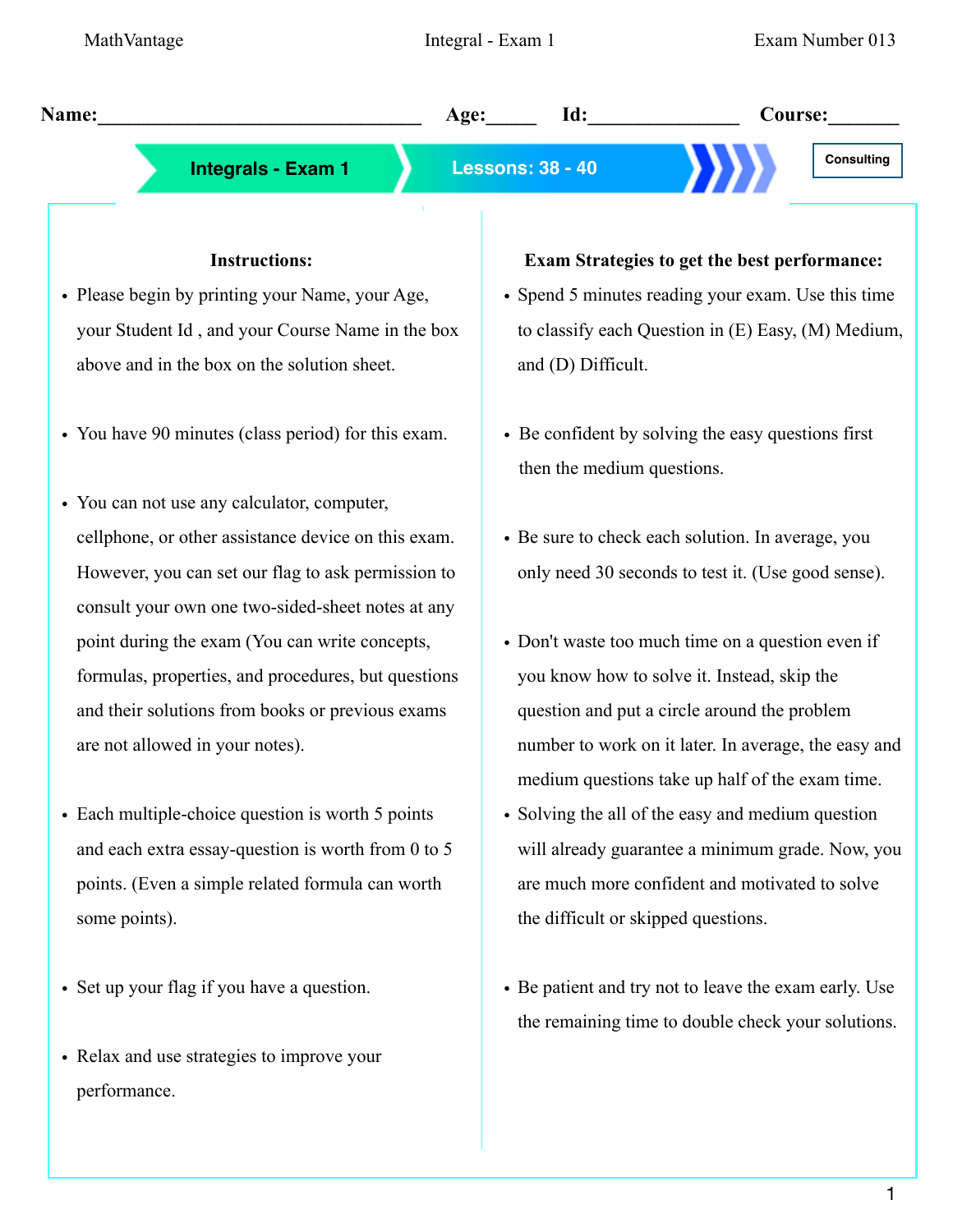**Name:**\_\_\_\_\_\_\_\_\_\_\_\_\_\_\_\_\_\_\_\_\_\_\_\_\_\_\_\_\_\_\_\_ **Age:**\_\_\_\_\_ **Id:**\_\_\_\_\_\_\_\_\_\_\_\_\_\_\_ **Course:**\_\_\_\_\_\_\_

**Integrals - Exam 1** | **Lessons: 38 - 40** | Consulting

### Instructions:

- Please begin by printing your Name, your Age, your Student Id , and your Course Name in the box above and in the box on the solution sheet.
- You have 90 minutes (class period) for this exam.
- You can not use any calculator, computer, cellphone, or other assistance device on this exam. However, you can set our flag to ask permission to consult your own one two-sided-sheet notes at any point during the exam (You can write concepts, formulas, properties, and procedures, but questions and their solutions from books or previous exams are not allowed in your notes).
- Each multiple-choice question is worth 5 points and each extra essay-question is worth from 0 to 5 points. (Even a simple related formula can worth some points).
- Set up your flag if you have a question.
- Relax and use strategies to improve your performance.

### Exam Strategies to get the best performance:

- Spend 5 minutes reading your exam. Use this time to classify each Question in (E) Easy, (M) Medium, and (D) Difficult.
- Be confident by solving the easy questions first then the medium questions.
- Be sure to check each solution. In average, you only need 30 seconds to test it. (Use good sense).
- Don't waste too much time on a question even if you know how to solve it. Instead, skip the question and put a circle around the problem number to work on it later. In average, the easy and medium questions take up half of the exam time.
- Solving the all of the easy and medium question will already guarantee a minimum grade. Now, you are much more confident and motivated to solve the difficult or skipped questions.
- Be patient and try not to leave the exam early. Use the remaining time to double check your solutions.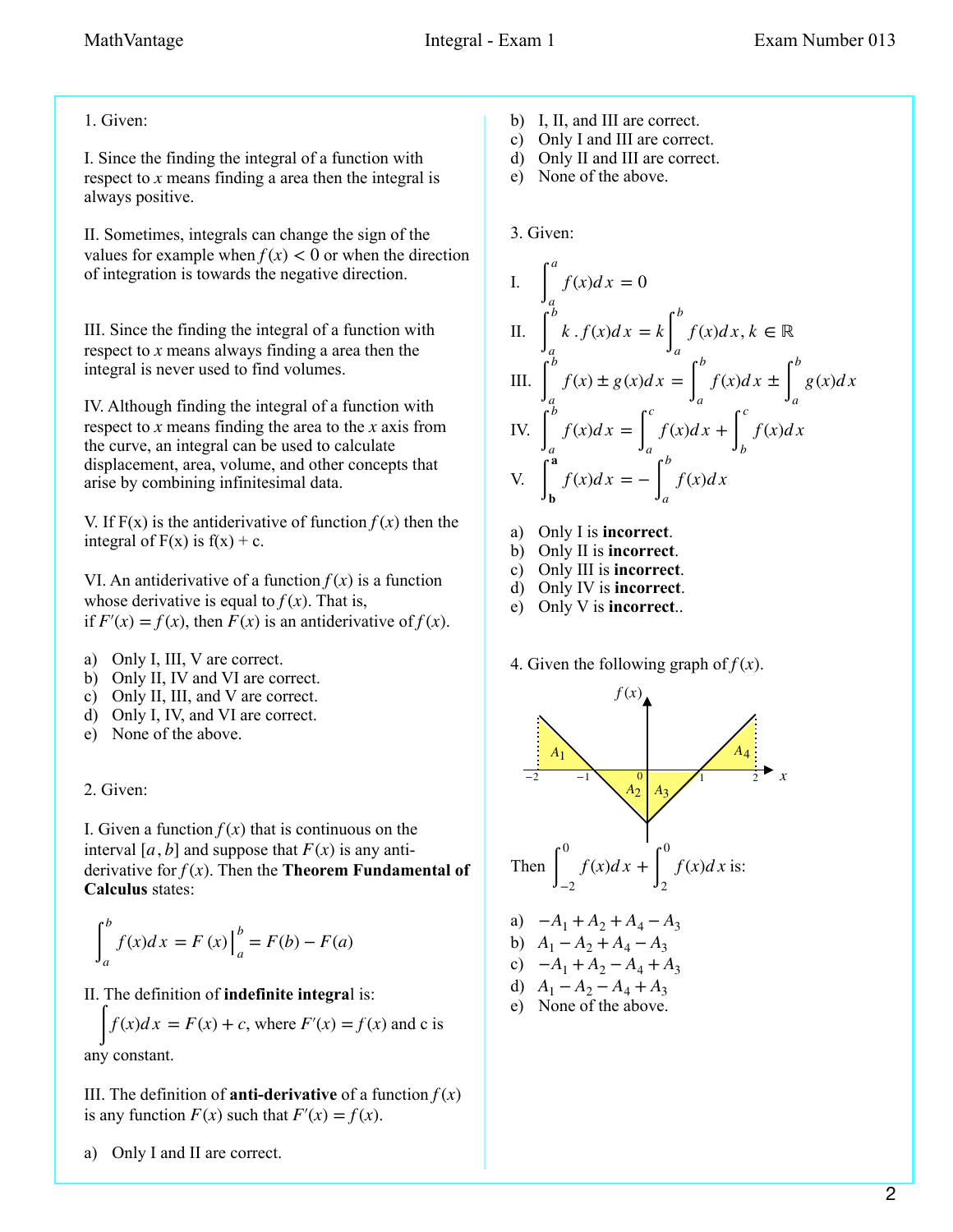1. Given:

I. Since the finding the integral of a function with respect to $x$ means finding a area then the integral is always positive.

II. Sometimes, integrals can change the sign of the values for example when $f(x) < 0$ or when the direction of integration is towards the negative direction.

III. Since the finding the integral of a function with respect to $x$ means always finding a area then the integral is never used to find volumes.

IV. Although finding the integral of a function with respect to $x$ means finding the area to the $x$ axis from the curve, an integral can be used to calculate displacement, area, volume, and other concepts that arise by combining infinitesimal data.

V. If F(x) is the antiderivative of function $f(x)$ then the integral of F(x) is f(x) + c.

VI. An antiderivative of a function $f(x)$ is a function whose derivative is equal to $f(x)$. That is, if $F'(x) = f(x)$, then $F(x)$ is an antiderivative of $f(x)$.

a) Only I, III, V are correct.
b) Only II, IV and VI are correct.
c) Only II, III, and V are correct.
d) Only I, IV, and VI are correct.
e) None of the above.

2. Given:

I. Given a function $f(x)$ that is continuous on the interval $[a, b]$ and suppose that $F(x)$ is any anti-derivative for $f(x)$. Then the **Theorem Fundamental of Calculus** states:

$$\int_a^b f(x)dx = F(x)\Big|_a^b = F(b) - F(a)$$

II. The definition of **indefinite integral** is: $\int f(x)dx = F(x) + c$, where $F'(x) = f(x)$ and c is any constant.

III. The definition of **anti-derivative** of a function $f(x)$ is any function $F(x)$ such that $F'(x) = f(x)$.

a) Only I and II are correct.
b) I, II, and III are correct.
c) Only I and III are correct.
d) Only II and III are correct.
e) None of the above.

3. Given:

I. $\int_a^a f(x)dx = 0$

II. $\int_a^b k \,.\, f(x)dx = k\int_a^b f(x)dx, k \in \mathbb{R}$

III. $\int_a^b f(x) \pm g(x)dx = \int_a^b f(x)dx \pm \int_a^b g(x)dx$

IV. $\int_a^b f(x)dx = \int_a^c f(x)dx + \int_b^c f(x)dx$

V. $\int_{\mathbf{b}}^{\mathbf{a}} f(x)dx = -\int_a^b f(x)dx$

a) Only I is **incorrect**.
b) Only II is **incorrect**.
c) Only III is **incorrect**.
d) Only IV is **incorrect**.
e) Only V is **incorrect**..

4. Given the following graph of $f(x)$.

Then $\int_{-2}^{0} f(x)dx + \int_{2}^{0} f(x)dx$ is:

a) $-A_1 + A_2 + A_4 - A_3$
b) $A_1 - A_2 + A_4 - A_3$
c) $-A_1 + A_2 - A_4 + A_3$
d) $A_1 - A_2 - A_4 + A_3$
e) None of the above.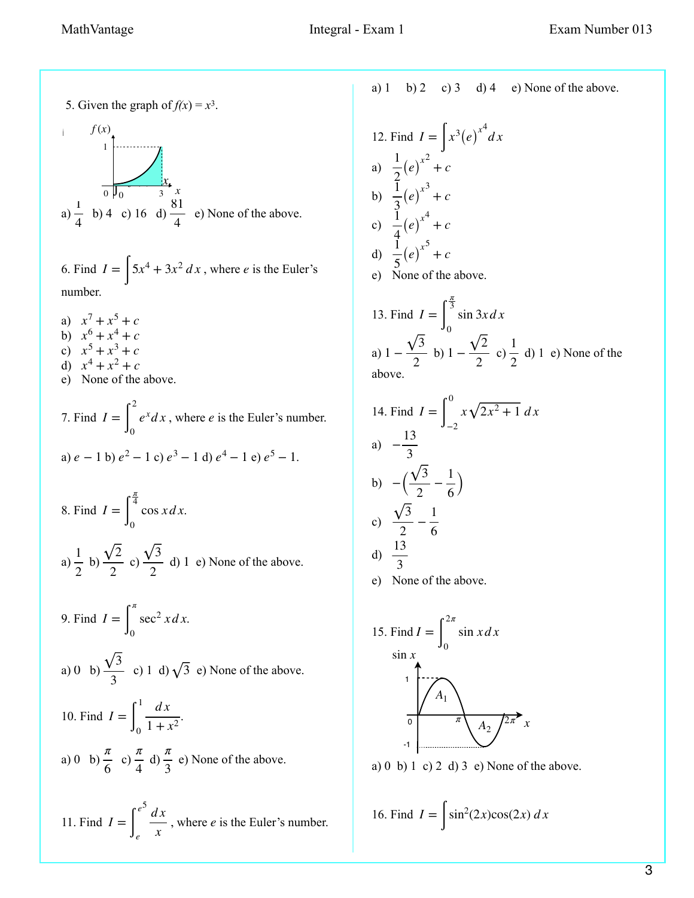5. Given the graph of $f(x) = x^3$.

a) $\frac{1}{4}$ b) 4 c) 16 d) $\frac{81}{4}$ e) None of the above.

6. Find $I = \int 5x^4 + 3x^2\, dx$, where $e$ is the Euler's number.

a) $x^7 + x^5 + c$
b) $x^6 + x^4 + c$
c) $x^5 + x^3 + c$
d) $x^4 + x^2 + c$
e) None of the above.

7. Find $I = \int_0^2 e^x dx$, where $e$ is the Euler's number.

a) $e - 1$ b) $e^2 - 1$ c) $e^3 - 1$ d) $e^4 - 1$ e) $e^5 - 1$.

8. Find $I = \int_0^{\frac{\pi}{4}} \cos x\, dx$.

a) $\frac{1}{2}$ b) $\frac{\sqrt{2}}{2}$ c) $\frac{\sqrt{3}}{2}$ d) 1 e) None of the above.

9. Find $I = \int_0^{\pi} \sec^2 x\, dx$.

a) 0 b) $\frac{\sqrt{3}}{3}$ c) 1 d) $\sqrt{3}$ e) None of the above.

10. Find $I = \int_0^1 \frac{dx}{1 + x^2}$.

a) 0 b) $\frac{\pi}{6}$ c) $\frac{\pi}{4}$ d) $\frac{\pi}{3}$ e) None of the above.

11. Find $I = \int_e^{e^5} \frac{dx}{x}$, where $e$ is the Euler's number.

a) 1 b) 2 c) 3 d) 4 e) None of the above.

12. Find $I = \int x^3 (e)^{x^4} dx$

a) $\frac{1}{2}(e)^{x^2} + c$
b) $\frac{1}{3}(e)^{x^3} + c$
c) $\frac{1}{4}(e)^{x^4} + c$
d) $\frac{1}{5}(e)^{x^5} + c$
e) None of the above.

13. Find $I = \int_0^{\frac{\pi}{3}} \sin 3x\, dx$

a) $1 - \frac{\sqrt{3}}{2}$ b) $1 - \frac{\sqrt{2}}{2}$ c) $\frac{1}{2}$ d) 1 e) None of the above.

14. Find $I = \int_{-2}^{0} x\sqrt{2x^2 + 1}\, dx$

a) $-\frac{13}{3}$
b) $-\left(\frac{\sqrt{3}}{2} - \frac{1}{6}\right)$
c) $\frac{\sqrt{3}}{2} - \frac{1}{6}$
d) $\frac{13}{3}$
e) None of the above.

15. Find $I = \int_0^{2\pi} \sin x\, dx$

a) 0 b) 1 c) 2 d) 3 e) None of the above.

16. Find $I = \int \sin^2(2x)\cos(2x)\, dx$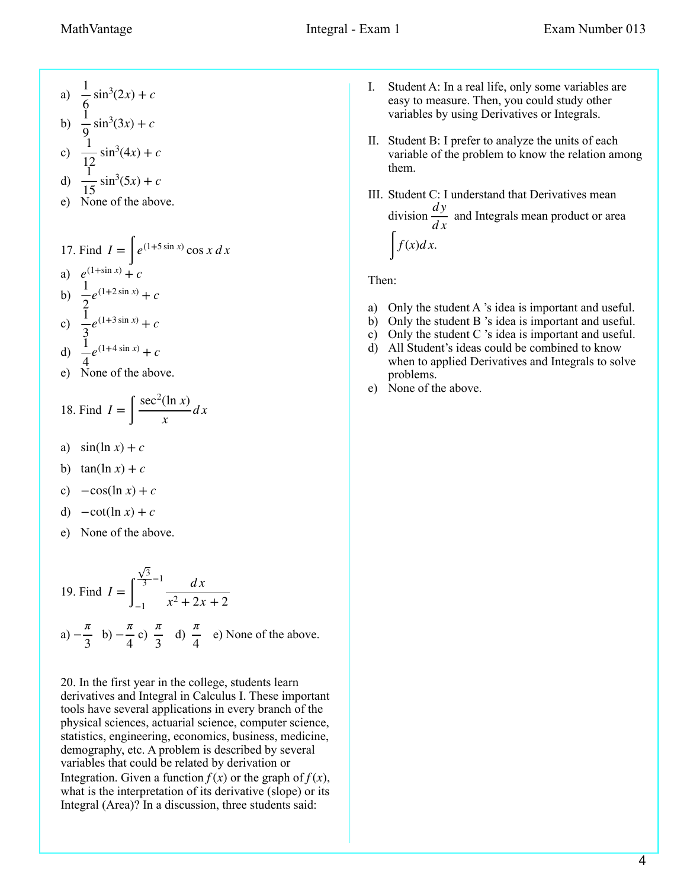a) $\frac{1}{6}\sin^3(2x)+c$
b) $\frac{1}{9}\sin^3(3x)+c$
c) $\frac{1}{12}\sin^3(4x)+c$
d) $\frac{1}{15}\sin^3(5x)+c$
e) None of the above.

17. Find $I=\int e^{(1+5\sin x)}\cos x\,dx$

a) $e^{(1+\sin x)}+c$
b) $\frac{1}{2}e^{(1+2\sin x)}+c$
c) $\frac{1}{3}e^{(1+3\sin x)}+c$
d) $\frac{1}{4}e^{(1+4\sin x)}+c$
e) None of the above.

18. Find $I=\int \frac{\sec^2(\ln x)}{x}dx$

a) $\sin(\ln x)+c$
b) $\tan(\ln x)+c$
c) $-\cos(\ln x)+c$
d) $-\cot(\ln x)+c$
e) None of the above.

19. Find $I=\int_{-1}^{\frac{\sqrt{3}}{3}-1}\frac{dx}{x^2+2x+2}$

a) $-\frac{\pi}{3}$ b) $-\frac{\pi}{4}$ c) $\frac{\pi}{3}$ d) $\frac{\pi}{4}$ e) None of the above.

20. In the first year in the college, students learn derivatives and Integral in Calculus I. These important tools have several applications in every branch of the physical sciences, actuarial science, computer science, statistics, engineering, economics, business, medicine, demography, etc. A problem is described by several variables that could be related by derivation or Integration. Given a function $f(x)$ or the graph of $f(x)$, what is the interpretation of its derivative (slope) or its Integral (Area)? In a discussion, three students said:

I. Student A: In a real life, only some variables are easy to measure. Then, you could study other variables by using Derivatives or Integrals.

II. Student B: I prefer to analyze the units of each variable of the problem to know the relation among them.

III. Student C: I understand that Derivatives mean division $\frac{dy}{dx}$ and Integrals mean product or area $\int f(x)dx$.

Then:

a) Only the student A 's idea is important and useful.
b) Only the student B 's idea is important and useful.
c) Only the student C 's idea is important and useful.
d) All Student's ideas could be combined to know when to applied Derivatives and Integrals to solve problems.
e) None of the above.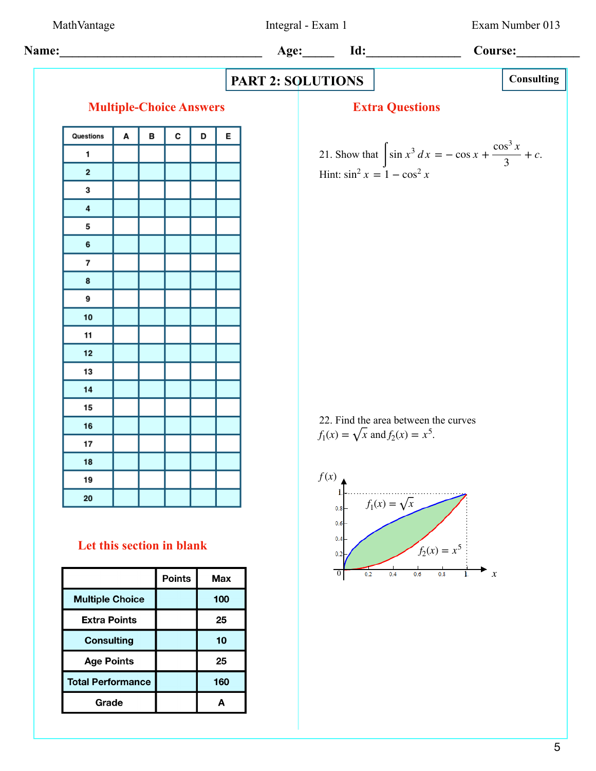Name:________________________________ Age:_____ Id:_______________ Course:__________

# PART 2: SOLUTIONS

**Consulting**

## Multiple-Choice Answers

| Questions | A | B | C | D | E |
|---|---|---|---|---|---|
| 1 | | | | | |
| 2 | | | | | |
| 3 | | | | | |
| 4 | | | | | |
| 5 | | | | | |
| 6 | | | | | |
| 7 | | | | | |
| 8 | | | | | |
| 9 | | | | | |
| 10 | | | | | |
| 11 | | | | | |
| 12 | | | | | |
| 13 | | | | | |
| 14 | | | | | |
| 15 | | | | | |
| 16 | | | | | |
| 17 | | | | | |
| 18 | | | | | |
| 19 | | | | | |
| 20 | | | | | |

## Let this section in blank

| | Points | Max |
|---|---|---|
| Multiple Choice | | 100 |
| Extra Points | | 25 |
| Consulting | | 10 |
| Age Points | | 25 |
| Total Performance | | 160 |
| Grade | | A |

## Extra Questions

21. Show that $\int \sin x^3 \, dx = -\cos x + \dfrac{\cos^3 x}{3} + c.$

Hint: $\sin^2 x = 1 - \cos^2 x$

22. Find the area between the curves $f_1(x) = \sqrt{x}$ and $f_2(x) = x^5$.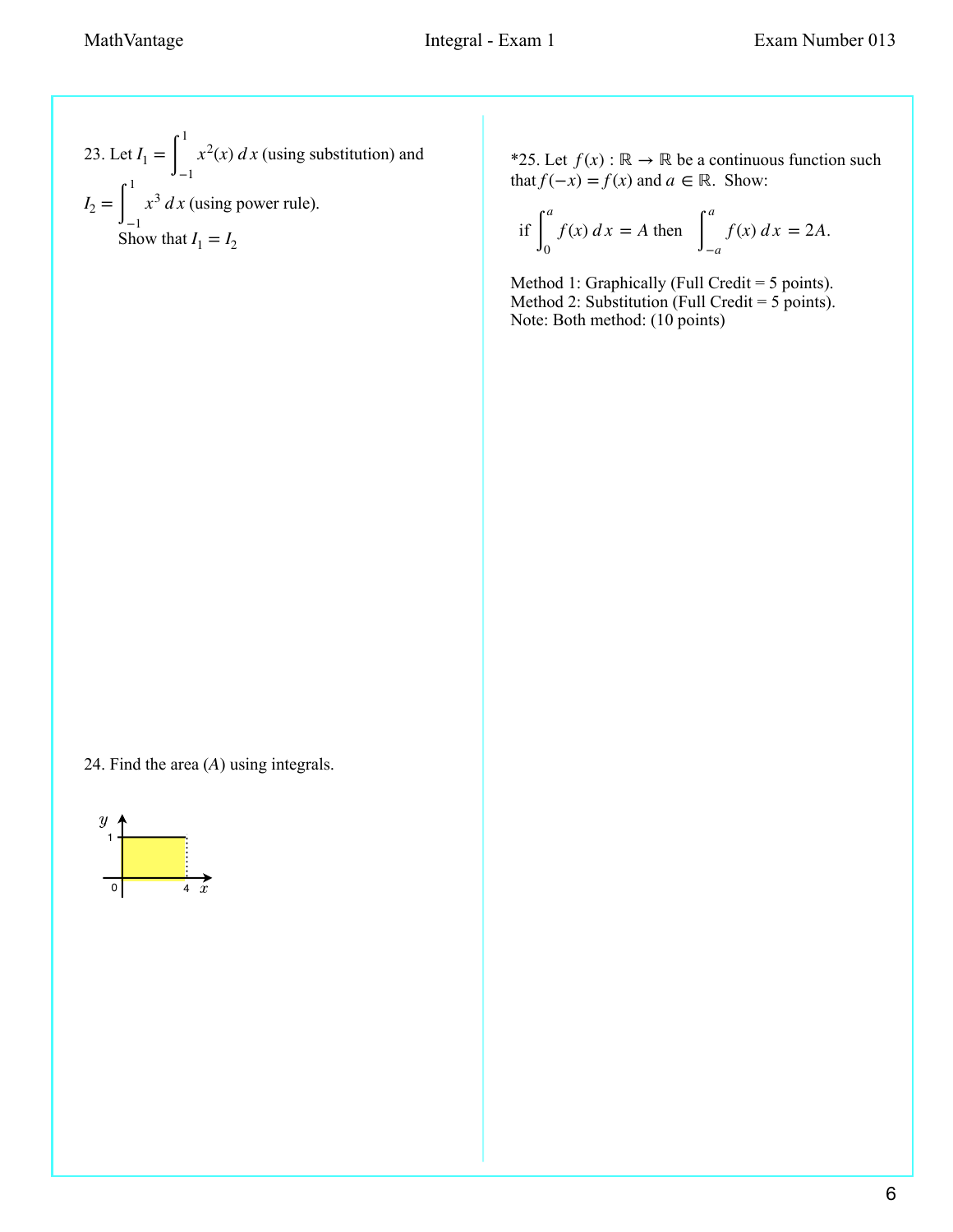23. Let $I_1 = \int_{-1}^{1} x^2(x)\, dx$ (using substitution) and $I_2 = \int_{-1}^{1} x^3\, dx$ (using power rule).

Show that $I_1 = I_2$

24. Find the area ($A$) using integrals.

y
1
0
4
x

*25. Let $f(x) : \mathbb{R} \to \mathbb{R}$ be a continuous function such that $f(-x) = f(x)$ and $a \in \mathbb{R}$. Show:

$$\text{if } \int_{0}^{a} f(x)\, dx = A \text{ then } \int_{-a}^{a} f(x)\, dx = 2A.$$

Method 1: Graphically (Full Credit = 5 points).
Method 2: Substitution (Full Credit = 5 points).
Note: Both method: (10 points)